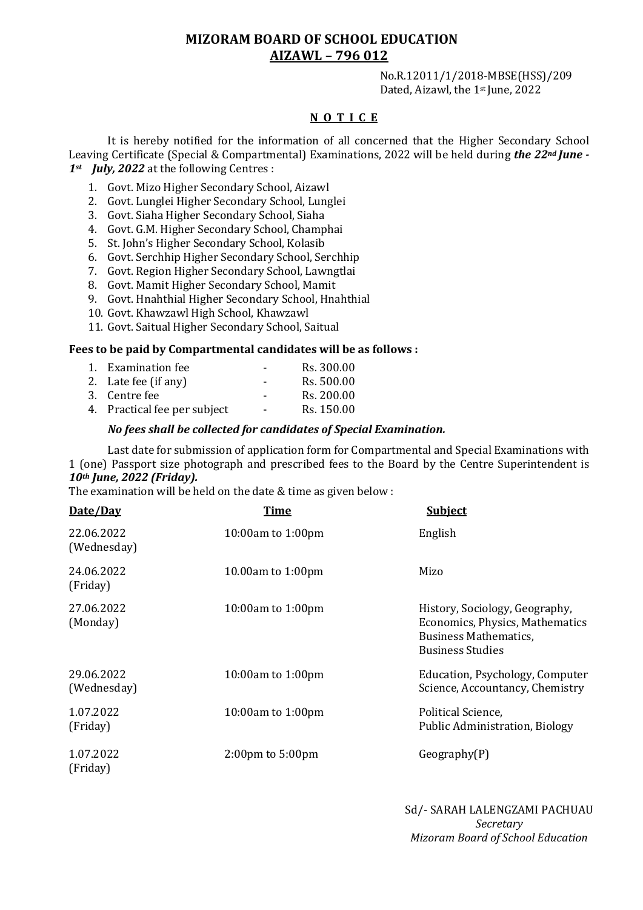# MIZORAM BOARD OF SCHOOL EDUCATION
## AIZAWL – 796 012

No.R.12011/1/2018-MBSE(HSS)/209
Dated, Aizawl, the 1st June, 2022

## N O T I C E

It is hereby notified for the information of all concerned that the Higher Secondary School Leaving Certificate (Special & Compartmental) Examinations, 2022 will be held during ***the 22nd June - 1st July, 2022*** at the following Centres :

1. Govt. Mizo Higher Secondary School, Aizawl
2. Govt. Lunglei Higher Secondary School, Lunglei
3. Govt. Siaha Higher Secondary School, Siaha
4. Govt. G.M. Higher Secondary School, Champhai
5. St. John's Higher Secondary School, Kolasib
6. Govt. Serchhip Higher Secondary School, Serchhip
7. Govt. Region Higher Secondary School, Lawngtlai
8. Govt. Mamit Higher Secondary School, Mamit
9. Govt. Hnahthial Higher Secondary School, Hnahthial
10. Govt. Khawzawl High School, Khawzawl
11. Govt. Saitual Higher Secondary School, Saitual

**Fees to be paid by Compartmental candidates will be as follows :**

1. Examination fee - Rs. 300.00
2. Late fee (if any) - Rs. 500.00
3. Centre fee - Rs. 200.00
4. Practical fee per subject - Rs. 150.00

***No fees shall be collected for candidates of Special Examination.***

Last date for submission of application form for Compartmental and Special Examinations with 1 (one) Passport size photograph and prescribed fees to the Board by the Centre Superintendent is ***10th June, 2022 (Friday).***

The examination will be held on the date & time as given below :

| Date/Day | Time | Subject |
|---|---|---|
| 22.06.2022 (Wednesday) | 10:00am to 1:00pm | English |
| 24.06.2022 (Friday) | 10.00am to 1:00pm | Mizo |
| 27.06.2022 (Monday) | 10:00am to 1:00pm | History, Sociology, Geography, Economics, Physics, Mathematics Business Mathematics, Business Studies |
| 29.06.2022 (Wednesday) | 10:00am to 1:00pm | Education, Psychology, Computer Science, Accountancy, Chemistry |
| 1.07.2022 (Friday) | 10:00am to 1:00pm | Political Science, Public Administration, Biology |
| 1.07.2022 (Friday) | 2:00pm to 5:00pm | Geography(P) |

Sd/- SARAH LALENGZAMI PACHUAU
*Secretary*
*Mizoram Board of School Education*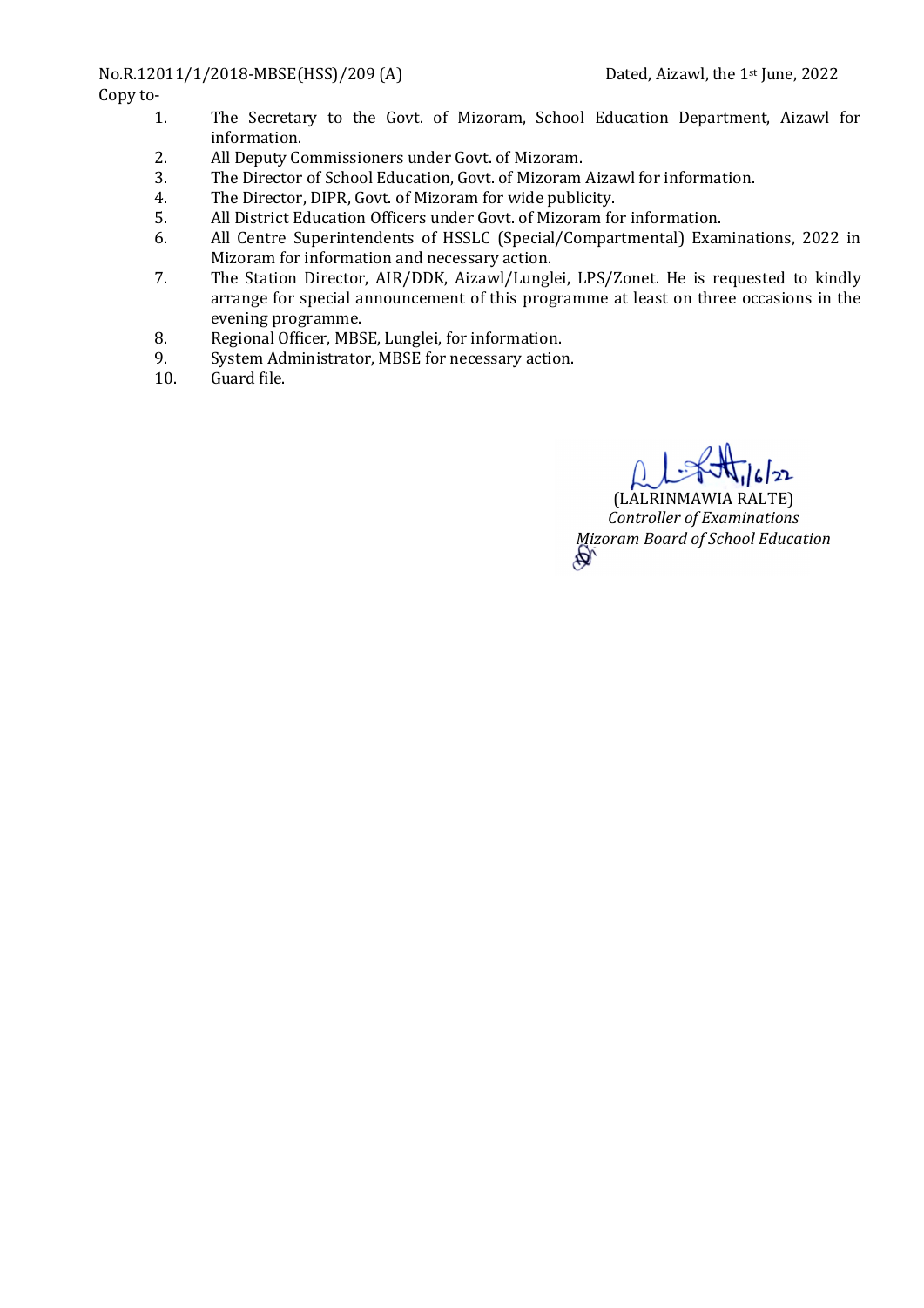No.R.12011/1/2018-MBSE(HSS)/209 (A) Dated, Aizawl, the 1st June, 2022

Copy to-

1. The Secretary to the Govt. of Mizoram, School Education Department, Aizawl for information.
2. All Deputy Commissioners under Govt. of Mizoram.
3. The Director of School Education, Govt. of Mizoram Aizawl for information.
4. The Director, DIPR, Govt. of Mizoram for wide publicity.
5. All District Education Officers under Govt. of Mizoram for information.
6. All Centre Superintendents of HSSLC (Special/Compartmental) Examinations, 2022 in Mizoram for information and necessary action.
7. The Station Director, AIR/DDK, Aizawl/Lunglei, LPS/Zonet. He is requested to kindly arrange for special announcement of this programme at least on three occasions in the evening programme.
8. Regional Officer, MBSE, Lunglei, for information.
9. System Administrator, MBSE for necessary action.
10. Guard file.

1/6/22

(LALRINMAWIA RALTE)
*Controller of Examinations*
*Mizoram Board of School Education*